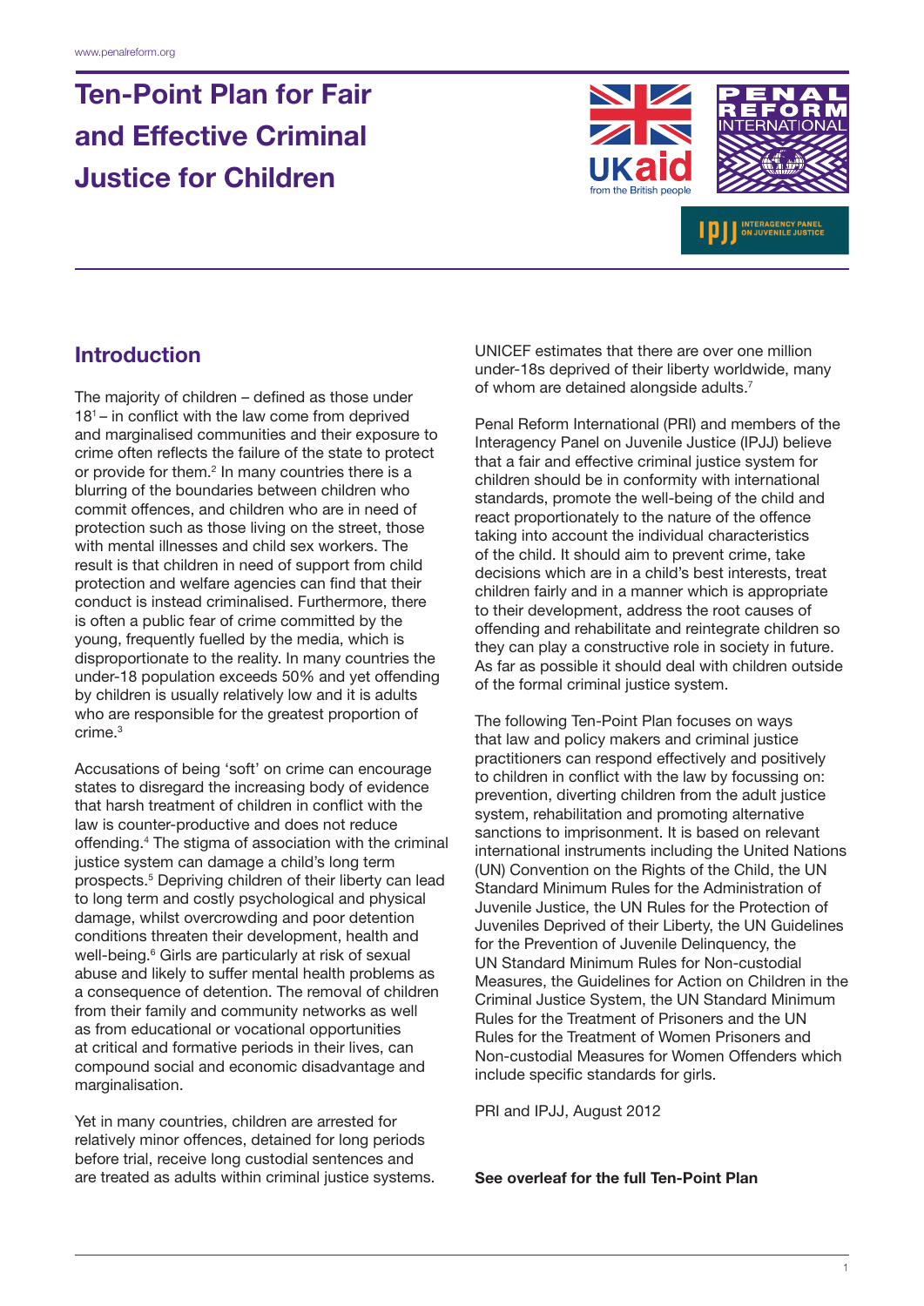# Ten-Point Plan for Fair and Effective Criminal Justice for Children

## Introduction

The majority of children – defined as those under 18[1] – in conflict with the law come from deprived and marginalised communities and their exposure to crime often reflects the failure of the state to protect or provide for them.[2] In many countries there is a blurring of the boundaries between children who commit offences, and children who are in need of protection such as those living on the street, those with mental illnesses and child sex workers. The result is that children in need of support from child protection and welfare agencies can find that their conduct is instead criminalised. Furthermore, there is often a public fear of crime committed by the young, frequently fuelled by the media, which is disproportionate to the reality. In many countries the under-18 population exceeds 50% and yet offending by children is usually relatively low and it is adults who are responsible for the greatest proportion of crime.[3]

Accusations of being 'soft' on crime can encourage states to disregard the increasing body of evidence that harsh treatment of children in conflict with the law is counter-productive and does not reduce offending.[4] The stigma of association with the criminal justice system can damage a child's long term prospects.[5] Depriving children of their liberty can lead to long term and costly psychological and physical damage, whilst overcrowding and poor detention conditions threaten their development, health and well-being.[6] Girls are particularly at risk of sexual abuse and likely to suffer mental health problems as a consequence of detention. The removal of children from their family and community networks as well as from educational or vocational opportunities at critical and formative periods in their lives, can compound social and economic disadvantage and marginalisation.

Yet in many countries, children are arrested for relatively minor offences, detained for long periods before trial, receive long custodial sentences and are treated as adults within criminal justice systems. UNICEF estimates that there are over one million under-18s deprived of their liberty worldwide, many of whom are detained alongside adults.[7]

Penal Reform International (PRI) and members of the Interagency Panel on Juvenile Justice (IPJJ) believe that a fair and effective criminal justice system for children should be in conformity with international standards, promote the well-being of the child and react proportionately to the nature of the offence taking into account the individual characteristics of the child. It should aim to prevent crime, take decisions which are in a child's best interests, treat children fairly and in a manner which is appropriate to their development, address the root causes of offending and rehabilitate and reintegrate children so they can play a constructive role in society in future. As far as possible it should deal with children outside of the formal criminal justice system.

The following Ten-Point Plan focuses on ways that law and policy makers and criminal justice practitioners can respond effectively and positively to children in conflict with the law by focussing on: prevention, diverting children from the adult justice system, rehabilitation and promoting alternative sanctions to imprisonment. It is based on relevant international instruments including the United Nations (UN) Convention on the Rights of the Child, the UN Standard Minimum Rules for the Administration of Juvenile Justice, the UN Rules for the Protection of Juveniles Deprived of their Liberty, the UN Guidelines for the Prevention of Juvenile Delinquency, the UN Standard Minimum Rules for Non-custodial Measures, the Guidelines for Action on Children in the Criminal Justice System, the UN Standard Minimum Rules for the Treatment of Prisoners and the UN Rules for the Treatment of Women Prisoners and Non-custodial Measures for Women Offenders which include specific standards for girls.

PRI and IPJJ, August 2012

**See overleaf for the full Ten-Point Plan**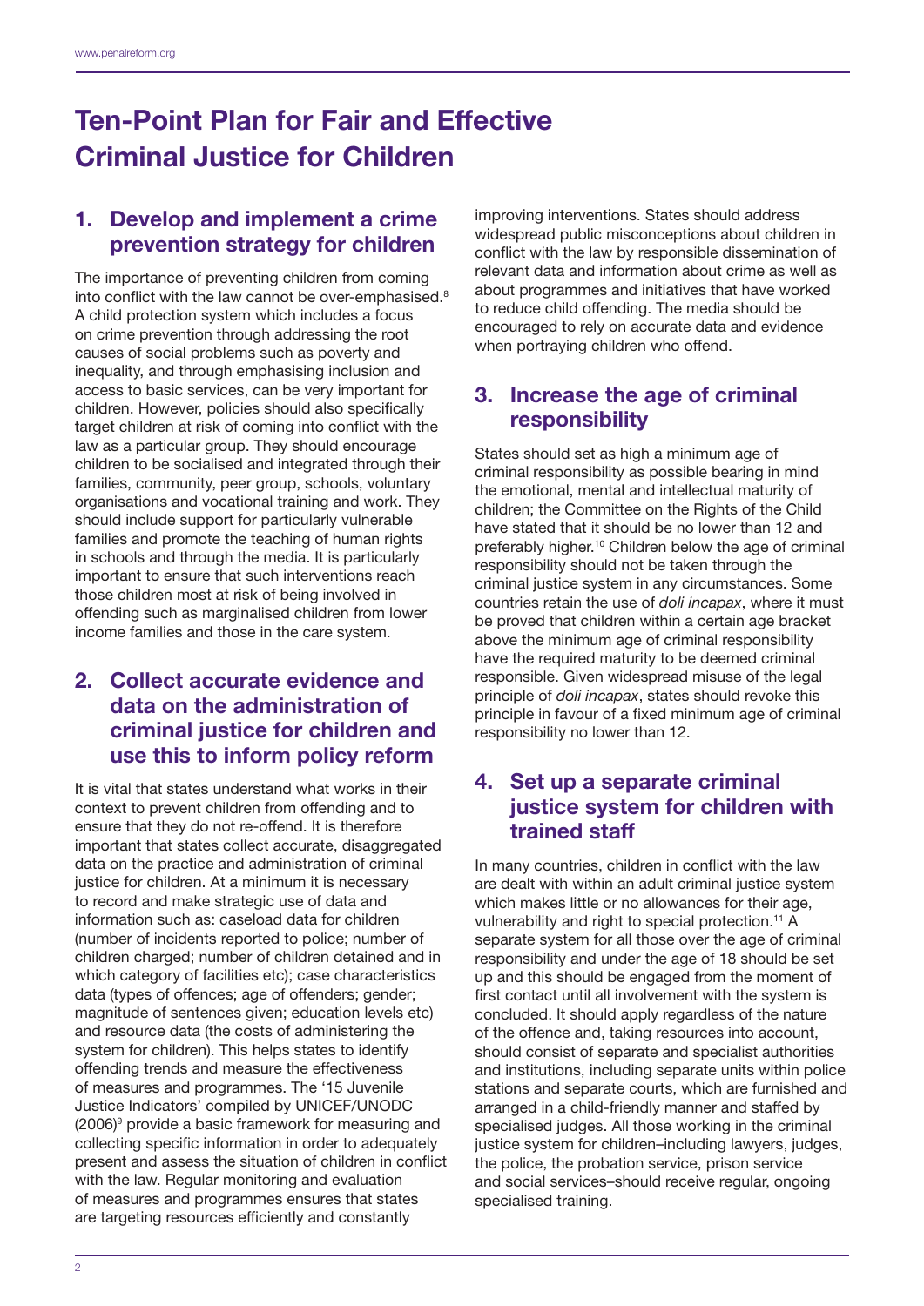# Ten-Point Plan for Fair and Effective Criminal Justice for Children

## 1. Develop and implement a crime prevention strategy for children

The importance of preventing children from coming into conflict with the law cannot be over-emphasised.[8] A child protection system which includes a focus on crime prevention through addressing the root causes of social problems such as poverty and inequality, and through emphasising inclusion and access to basic services, can be very important for children. However, policies should also specifically target children at risk of coming into conflict with the law as a particular group. They should encourage children to be socialised and integrated through their families, community, peer group, schools, voluntary organisations and vocational training and work. They should include support for particularly vulnerable families and promote the teaching of human rights in schools and through the media. It is particularly important to ensure that such interventions reach those children most at risk of being involved in offending such as marginalised children from lower income families and those in the care system.

## 2. Collect accurate evidence and data on the administration of criminal justice for children and use this to inform policy reform

It is vital that states understand what works in their context to prevent children from offending and to ensure that they do not re-offend. It is therefore important that states collect accurate, disaggregated data on the practice and administration of criminal justice for children. At a minimum it is necessary to record and make strategic use of data and information such as: caseload data for children (number of incidents reported to police; number of children charged; number of children detained and in which category of facilities etc); case characteristics data (types of offences; age of offenders; gender; magnitude of sentences given; education levels etc) and resource data (the costs of administering the system for children). This helps states to identify offending trends and measure the effectiveness of measures and programmes. The '15 Juvenile Justice Indicators' compiled by UNICEF/UNODC (2006)[9] provide a basic framework for measuring and collecting specific information in order to adequately present and assess the situation of children in conflict with the law. Regular monitoring and evaluation of measures and programmes ensures that states are targeting resources efficiently and constantly improving interventions. States should address widespread public misconceptions about children in conflict with the law by responsible dissemination of relevant data and information about crime as well as about programmes and initiatives that have worked to reduce child offending. The media should be encouraged to rely on accurate data and evidence when portraying children who offend.

## 3. Increase the age of criminal responsibility

States should set as high a minimum age of criminal responsibility as possible bearing in mind the emotional, mental and intellectual maturity of children; the Committee on the Rights of the Child have stated that it should be no lower than 12 and preferably higher.[10] Children below the age of criminal responsibility should not be taken through the criminal justice system in any circumstances. Some countries retain the use of *doli incapax*, where it must be proved that children within a certain age bracket above the minimum age of criminal responsibility have the required maturity to be deemed criminal responsible. Given widespread misuse of the legal principle of *doli incapax*, states should revoke this principle in favour of a fixed minimum age of criminal responsibility no lower than 12.

## 4. Set up a separate criminal justice system for children with trained staff

In many countries, children in conflict with the law are dealt with within an adult criminal justice system which makes little or no allowances for their age, vulnerability and right to special protection.[11] A separate system for all those over the age of criminal responsibility and under the age of 18 should be set up and this should be engaged from the moment of first contact until all involvement with the system is concluded. It should apply regardless of the nature of the offence and, taking resources into account, should consist of separate and specialist authorities and institutions, including separate units within police stations and separate courts, which are furnished and arranged in a child-friendly manner and staffed by specialised judges. All those working in the criminal justice system for children–including lawyers, judges, the police, the probation service, prison service and social services–should receive regular, ongoing specialised training.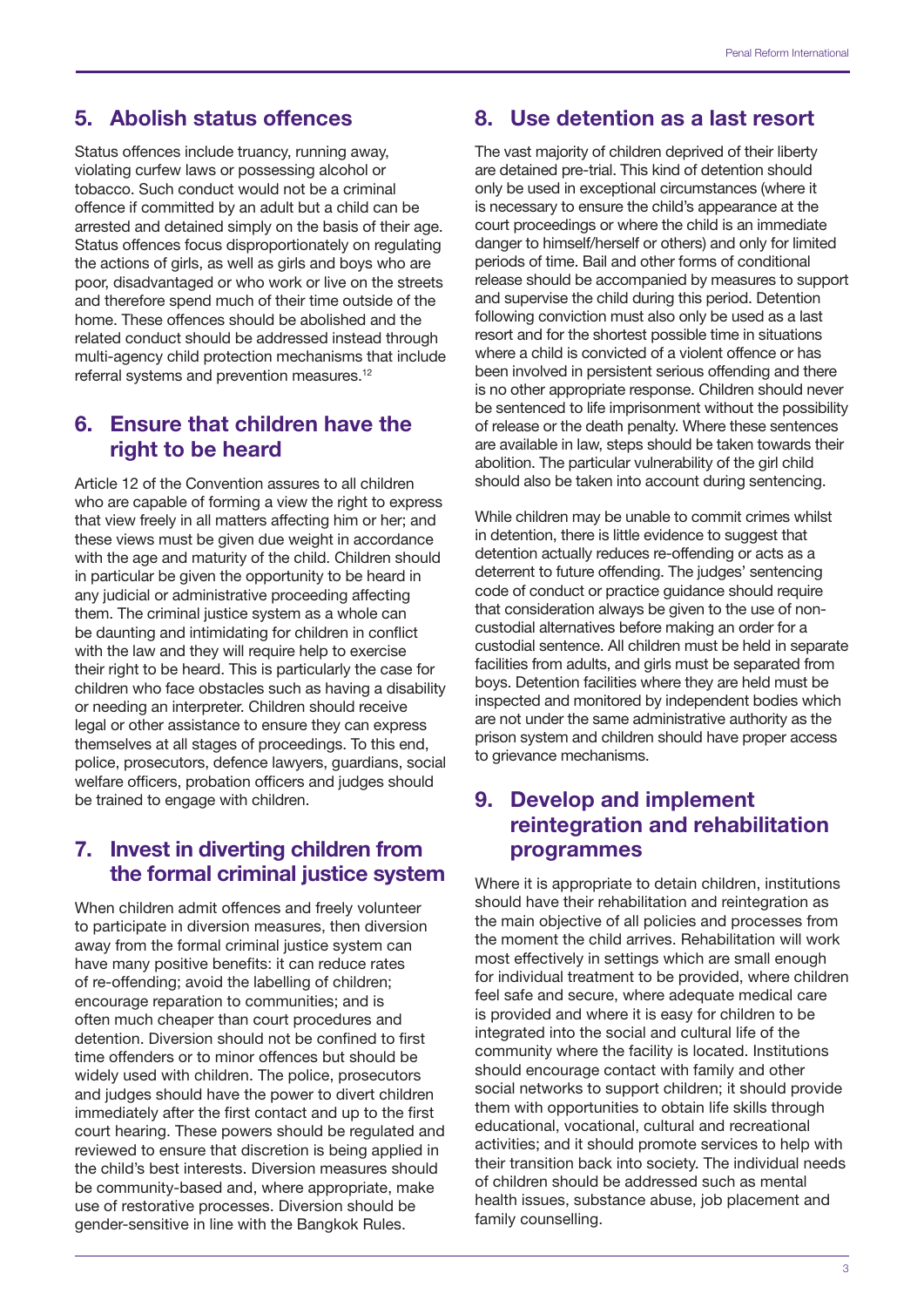## 5. Abolish status offences

Status offences include truancy, running away, violating curfew laws or possessing alcohol or tobacco. Such conduct would not be a criminal offence if committed by an adult but a child can be arrested and detained simply on the basis of their age. Status offences focus disproportionately on regulating the actions of girls, as well as girls and boys who are poor, disadvantaged or who work or live on the streets and therefore spend much of their time outside of the home. These offences should be abolished and the related conduct should be addressed instead through multi-agency child protection mechanisms that include referral systems and prevention measures.[12]

## 6. Ensure that children have the right to be heard

Article 12 of the Convention assures to all children who are capable of forming a view the right to express that view freely in all matters affecting him or her; and these views must be given due weight in accordance with the age and maturity of the child. Children should in particular be given the opportunity to be heard in any judicial or administrative proceeding affecting them. The criminal justice system as a whole can be daunting and intimidating for children in conflict with the law and they will require help to exercise their right to be heard. This is particularly the case for children who face obstacles such as having a disability or needing an interpreter. Children should receive legal or other assistance to ensure they can express themselves at all stages of proceedings. To this end, police, prosecutors, defence lawyers, guardians, social welfare officers, probation officers and judges should be trained to engage with children.

## 7. Invest in diverting children from the formal criminal justice system

When children admit offences and freely volunteer to participate in diversion measures, then diversion away from the formal criminal justice system can have many positive benefits: it can reduce rates of re-offending; avoid the labelling of children; encourage reparation to communities; and is often much cheaper than court procedures and detention. Diversion should not be confined to first time offenders or to minor offences but should be widely used with children. The police, prosecutors and judges should have the power to divert children immediately after the first contact and up to the first court hearing. These powers should be regulated and reviewed to ensure that discretion is being applied in the child's best interests. Diversion measures should be community-based and, where appropriate, make use of restorative processes. Diversion should be gender-sensitive in line with the Bangkok Rules.

## 8. Use detention as a last resort

The vast majority of children deprived of their liberty are detained pre-trial. This kind of detention should only be used in exceptional circumstances (where it is necessary to ensure the child's appearance at the court proceedings or where the child is an immediate danger to himself/herself or others) and only for limited periods of time. Bail and other forms of conditional release should be accompanied by measures to support and supervise the child during this period. Detention following conviction must also only be used as a last resort and for the shortest possible time in situations where a child is convicted of a violent offence or has been involved in persistent serious offending and there is no other appropriate response. Children should never be sentenced to life imprisonment without the possibility of release or the death penalty. Where these sentences are available in law, steps should be taken towards their abolition. The particular vulnerability of the girl child should also be taken into account during sentencing.

While children may be unable to commit crimes whilst in detention, there is little evidence to suggest that detention actually reduces re-offending or acts as a deterrent to future offending. The judges' sentencing code of conduct or practice guidance should require that consideration always be given to the use of non-custodial alternatives before making an order for a custodial sentence. All children must be held in separate facilities from adults, and girls must be separated from boys. Detention facilities where they are held must be inspected and monitored by independent bodies which are not under the same administrative authority as the prison system and children should have proper access to grievance mechanisms.

## 9. Develop and implement reintegration and rehabilitation programmes

Where it is appropriate to detain children, institutions should have their rehabilitation and reintegration as the main objective of all policies and processes from the moment the child arrives. Rehabilitation will work most effectively in settings which are small enough for individual treatment to be provided, where children feel safe and secure, where adequate medical care is provided and where it is easy for children to be integrated into the social and cultural life of the community where the facility is located. Institutions should encourage contact with family and other social networks to support children; it should provide them with opportunities to obtain life skills through educational, vocational, cultural and recreational activities; and it should promote services to help with their transition back into society. The individual needs of children should be addressed such as mental health issues, substance abuse, job placement and family counselling.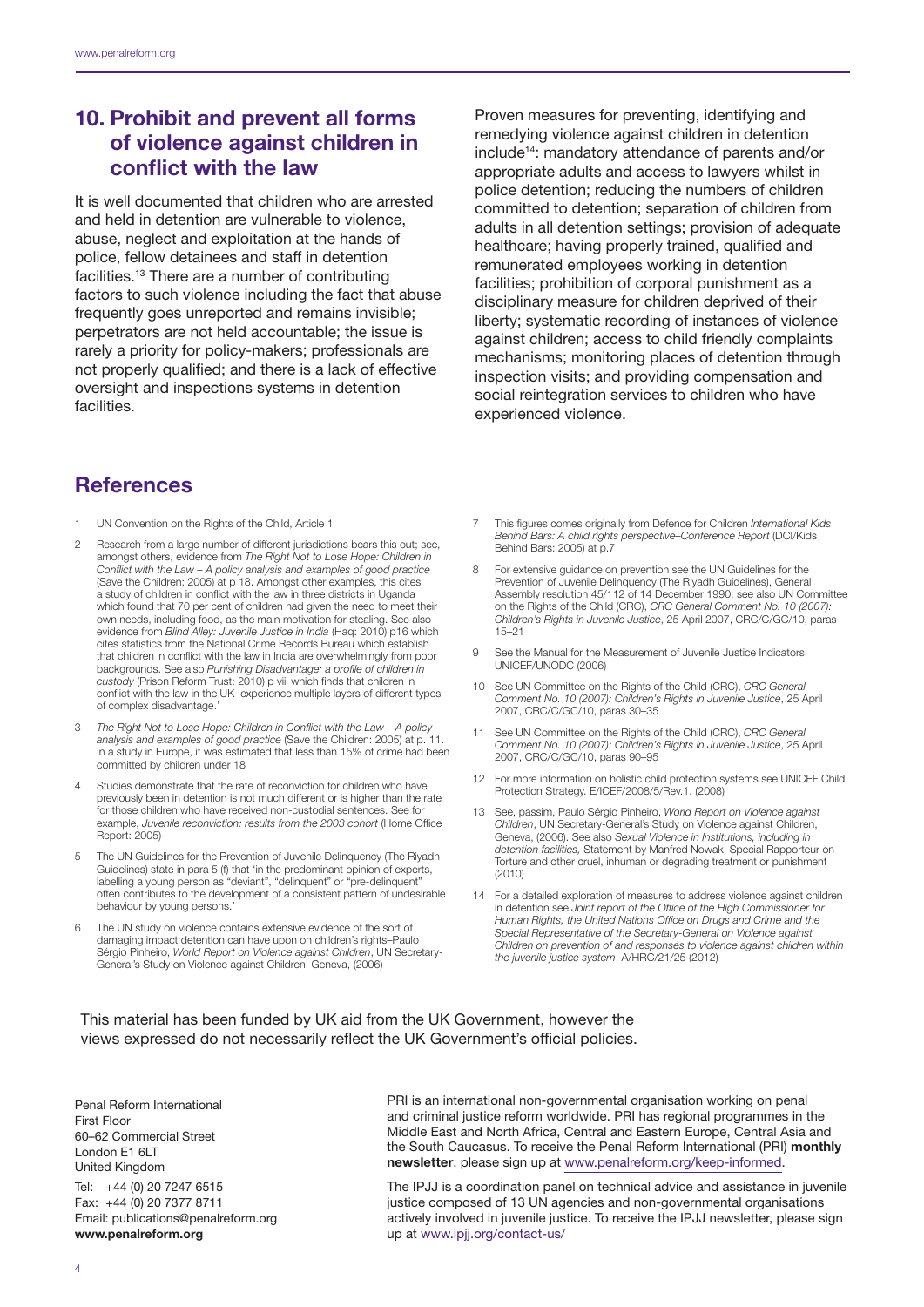## 10. Prohibit and prevent all forms of violence against children in conflict with the law

It is well documented that children who are arrested and held in detention are vulnerable to violence, abuse, neglect and exploitation at the hands of police, fellow detainees and staff in detention facilities.[13] There are a number of contributing factors to such violence including the fact that abuse frequently goes unreported and remains invisible; perpetrators are not held accountable; the issue is rarely a priority for policy-makers; professionals are not properly qualified; and there is a lack of effective oversight and inspections systems in detention facilities.

Proven measures for preventing, identifying and remedying violence against children in detention include[14]: mandatory attendance of parents and/or appropriate adults and access to lawyers whilst in police detention; reducing the numbers of children committed to detention; separation of children from adults in all detention settings; provision of adequate healthcare; having properly trained, qualified and remunerated employees working in detention facilities; prohibition of corporal punishment as a disciplinary measure for children deprived of their liberty; systematic recording of instances of violence against children; access to child friendly complaints mechanisms; monitoring places of detention through inspection visits; and providing compensation and social reintegration services to children who have experienced violence.

## References

1. UN Convention on the Rights of the Child, Article 1
2. Research from a large number of different jurisdictions bears this out; see, amongst others, evidence from *The Right Not to Lose Hope: Children in Conflict with the Law – A policy analysis and examples of good practice* (Save the Children: 2005) at p 18. Amongst other examples, this cites a study of children in conflict with the law in three districts in Uganda which found that 70 per cent of children had given the need to meet their own needs, including food, as the main motivation for stealing. See also evidence from *Blind Alley: Juvenile Justice in India* (Haq: 2010) p16 which cites statistics from the National Crime Records Bureau which establish that children in conflict with the law in India are overwhelmingly from poor backgrounds. See also *Punishing Disadvantage: a profile of children in custody* (Prison Reform Trust: 2010) p viii which finds that children in conflict with the law in the UK 'experience multiple layers of different types of complex disadvantage.'
3. *The Right Not to Lose Hope: Children in Conflict with the Law – A policy analysis and examples of good practice* (Save the Children: 2005) at p. 11. In a study in Europe, it was estimated that less than 15% of crime had been committed by children under 18
4. Studies demonstrate that the rate of reconviction for children who have previously been in detention is not much different or is higher than the rate for those children who have received non-custodial sentences. See for example, *Juvenile reconviction: results from the 2003 cohort* (Home Office Report: 2005)
5. The UN Guidelines for the Prevention of Juvenile Delinquency (The Riyadh Guidelines) state in para 5 (f) that 'in the predominant opinion of experts, labelling a young person as "deviant", "delinquent" or "pre-delinquent" often contributes to the development of a consistent pattern of undesirable behaviour by young persons.'
6. The UN study on violence contains extensive evidence of the sort of damaging impact detention can have upon on children's rights–Paulo Sérgio Pinheiro, *World Report on Violence against Children*, UN Secretary-General's Study on Violence against Children, Geneva, (2006)
7. This figures comes originally from Defence for Children *International Kids Behind Bars: A child rights perspective–Conference Report* (DCI/Kids Behind Bars: 2005) at p.7
8. For extensive guidance on prevention see the UN Guidelines for the Prevention of Juvenile Delinquency (The Riyadh Guidelines), General Assembly resolution 45/112 of 14 December 1990; see also UN Committee on the Rights of the Child (CRC), *CRC General Comment No. 10 (2007): Children's Rights in Juvenile Justice*, 25 April 2007, CRC/C/GC/10, paras 15–21
9. See the Manual for the Measurement of Juvenile Justice Indicators, UNICEF/UNODC (2006)
10. See UN Committee on the Rights of the Child (CRC), *CRC General Comment No. 10 (2007): Children's Rights in Juvenile Justice*, 25 April 2007, CRC/C/GC/10, paras 30–35
11. See UN Committee on the Rights of the Child (CRC), *CRC General Comment No. 10 (2007): Children's Rights in Juvenile Justice*, 25 April 2007, CRC/C/GC/10, paras 90–95
12. For more information on holistic child protection systems see UNICEF Child Protection Strategy. E/ICEF/2008/5/Rev.1. (2008)
13. See, passim, Paulo Sérgio Pinheiro, *World Report on Violence against Children*, UN Secretary-General's Study on Violence against Children, Geneva, (2006). See also *Sexual Violence in Institutions, including in detention facilities,* Statement by Manfred Nowak, Special Rapporteur on Torture and other cruel, inhuman or degrading treatment or punishment (2010)
14. For a detailed exploration of measures to address violence against children in detention see *Joint report of the Office of the High Commissioner for Human Rights, the United Nations Office on Drugs and Crime and the Special Representative of the Secretary-General on Violence against Children on prevention of and responses to violence against children within the juvenile justice system*, A/HRC/21/25 (2012)

This material has been funded by UK aid from the UK Government, however the views expressed do not necessarily reflect the UK Government's official policies.

Penal Reform International
First Floor
60–62 Commercial Street
London E1 6LT
United Kingdom

Tel: +44 (0) 20 7247 6515
Fax: +44 (0) 20 7377 8711
Email: publications@penalreform.org
**www.penalreform.org**

PRI is an international non-governmental organisation working on penal and criminal justice reform worldwide. PRI has regional programmes in the Middle East and North Africa, Central and Eastern Europe, Central Asia and the South Caucasus. To receive the Penal Reform International (PRI) **monthly newsletter**, please sign up at www.penalreform.org/keep-informed.

The IPJJ is a coordination panel on technical advice and assistance in juvenile justice composed of 13 UN agencies and non-governmental organisations actively involved in juvenile justice. To receive the IPJJ newsletter, please sign up at www.ipjj.org/contact-us/